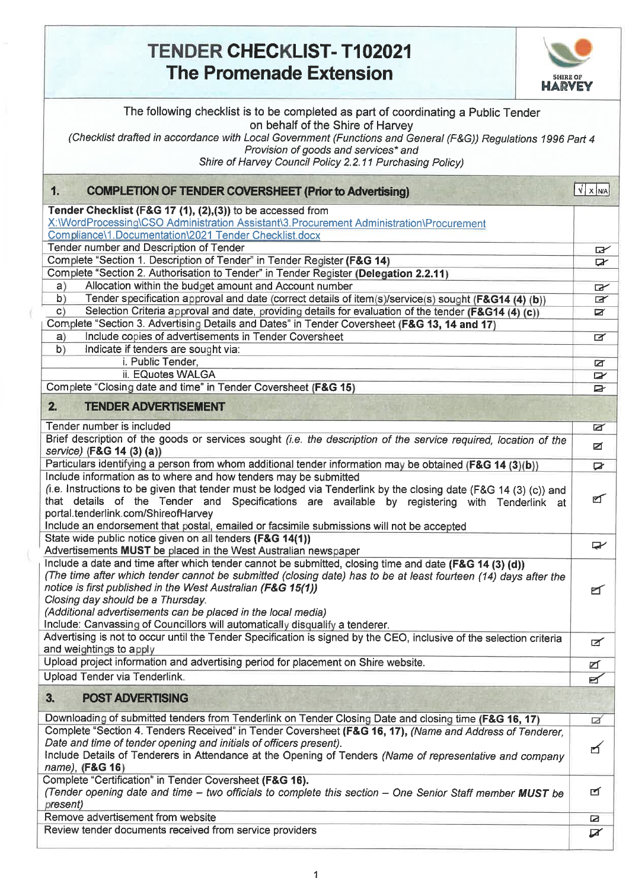# TENDER CHECKLIST- T102021
## The Promenade Extension

SHIRE OF HARVEY

The following checklist is to be completed as part of coordinating a Public Tender on behalf of the Shire of Harvey

*(Checklist drafted in accordance with Local Government (Functions and General (F&G)) Regulations 1996 Part 4 Provision of goods and services* and*

*Shire of Harvey Council Policy 2.2.11 Purchasing Policy)*

| 1. COMPLETION OF TENDER COVERSHEET (Prior to Advertising) | √ / X / N/A |
|---|---|
| **Tender Checklist (F&G 17 (1), (2),(3))** to be accessed from X:\WordProcessing\CSO Administration Assistant\3.Procurement Administration\Procurement Compliance\1.Documentation\2021 Tender Checklist.docx | |
| Tender number and Description of Tender | ☑ |
| Complete "Section 1. Description of Tender" in Tender Register **(F&G 14)** | ☑ |
| Complete "Section 2. Authorisation to Tender" in Tender Register **(Delegation 2.2.11)** | |
| a) Allocation within the budget amount and Account number | ☑ |
| b) Tender specification approval and date (correct details of item(s)/service(s) sought **(F&G14 (4) (b)**) | ☑ |
| c) Selection Criteria approval and date, providing details for evaluation of the tender **(F&G14 (4) (c))** | ☑ |
| Complete "Section 3. Advertising Details and Dates" in Tender Coversheet **(F&G 13, 14 and 17)** | |
| a) Include copies of advertisements in Tender Coversheet | ☑ |
| b) Indicate if tenders are sought via: | |
| i. Public Tender, | ☑ |
| ii. EQuotes WALGA | ☑ |
| Complete "Closing date and time" in Tender Coversheet **(F&G 15)** | ☑ |

| 2. TENDER ADVERTISEMENT | |
|---|---|
| Tender number is included | ☑ |
| Brief description of the goods or services sought *(i.e. the description of the service required, location of the service)* **(F&G 14 (3) (a))** | ☑ |
| Particulars identifying a person from whom additional tender information may be obtained **(F&G 14 (3)(b))** | ☑ |
| Include information as to where and how tenders may be submitted *(i.e. Instructions to be given that tender must be lodged via Tenderlink by the closing date (F&G 14 (3) (c)) and that details of the Tender and Specifications are available by registering with Tenderlink at portal.tenderlink.com/ShireofHarvey* Include an endorsement that postal, emailed or facsimile submissions will not be accepted | ☑ |
| State wide public notice given on all tenders **(F&G 14(1))** Advertisements **MUST** be placed in the West Australian newspaper | ☑ |
| Include a date and time after which tender cannot be submitted, closing time and date **(F&G 14 (3) (d))** *(The time after which tender cannot be submitted (closing date) has to be at least fourteen (14) days after the notice is first published in the West Australian* **(F&G 15(1))** *Closing day should be a Thursday. (Additional advertisements can be placed in the local media)* Include: Canvassing of Councillors will automatically disqualify a tenderer. | ☑ |
| Advertising is not to occur until the Tender Specification is signed by the CEO, inclusive of the selection criteria and weightings to apply | ☑ |
| Upload project information and advertising period for placement on Shire website. | ☑ |
| Upload Tender via Tenderlink. | ☑ |

| 3. POST ADVERTISING | |
|---|---|
| Downloading of submitted tenders from Tenderlink on Tender Closing Date and closing time **(F&G 16, 17)** | ☑ |
| Complete "Section 4. Tenders Received" in Tender Coversheet **(F&G 16, 17)**, *(Name and Address of Tenderer, Date and time of tender opening and initials of officers present).* Include Details of Tenderers in Attendance at the Opening of Tenders *(Name of representative and company name)*, **(F&G 16)** | ☑ |
| Complete "Certification" in Tender Coversheet **(F&G 16).** *(Tender opening date and time – two officials to complete this section – One Senior Staff member **MUST** be present)* | ☑ |
| Remove advertisement from website | ☑ |
| Review tender documents received from service providers | ☑ |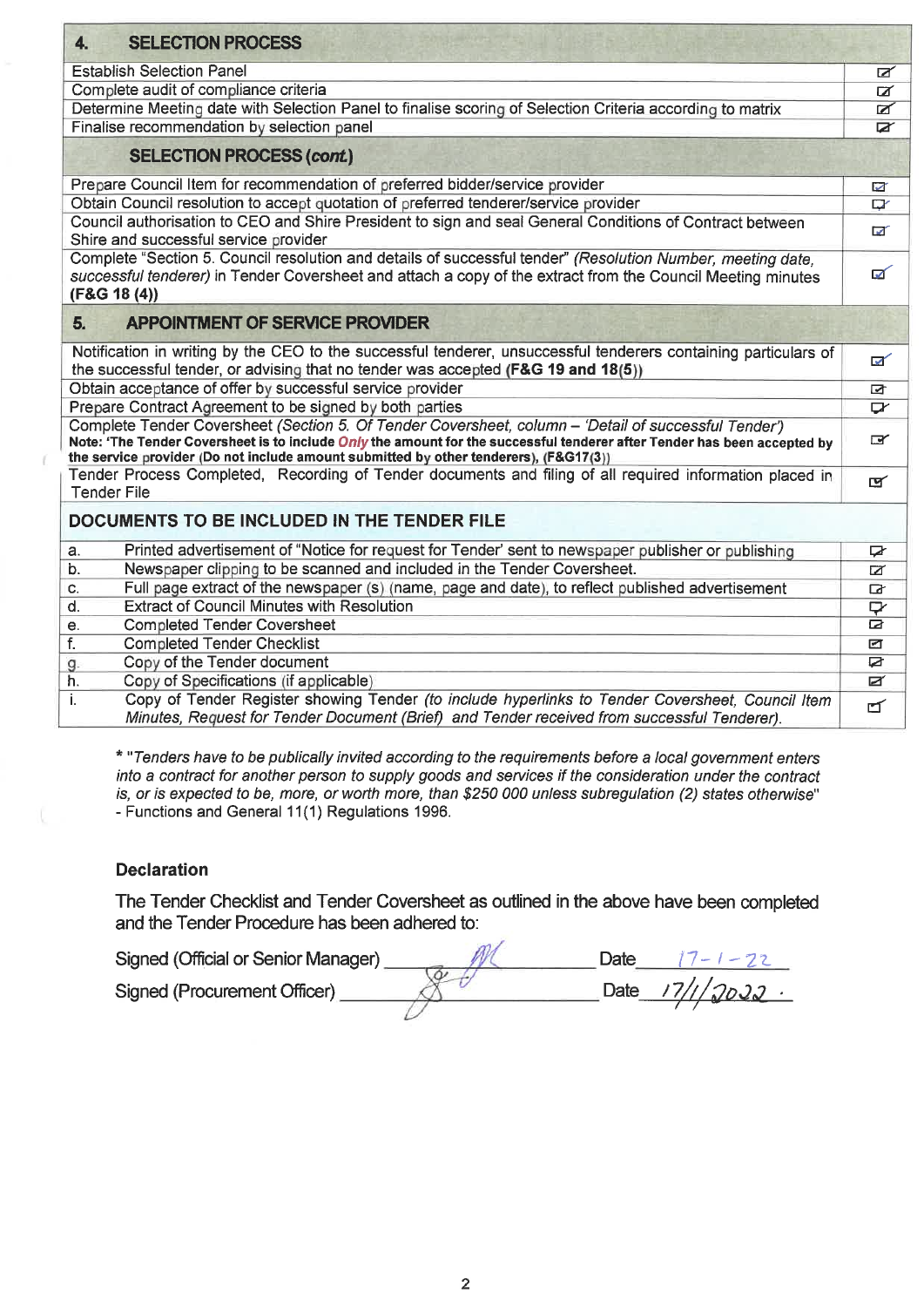| 4. SELECTION PROCESS | |
|---|---|
| Establish Selection Panel | ☑ |
| Complete audit of compliance criteria | ☑ |
| Determine Meeting date with Selection Panel to finalise scoring of Selection Criteria according to matrix | ☑ |
| Finalise recommendation by selection panel | ☑ |
| **SELECTION PROCESS (*cont.*)** | |
| Prepare Council Item for recommendation of preferred bidder/service provider | ☑ |
| Obtain Council resolution to accept quotation of preferred tenderer/service provider | ☑ |
| Council authorisation to CEO and Shire President to sign and seal General Conditions of Contract between Shire and successful service provider | ☑ |
| Complete "Section 5. Council resolution and details of successful tender" *(Resolution Number, meeting date, successful tenderer)* in Tender Coversheet and attach a copy of the extract from the Council Meeting minutes **(F&G 18 (4))** | ☑ |
| **5. APPOINTMENT OF SERVICE PROVIDER** | |
| Notification in writing by the CEO to the successful tenderer, unsuccessful tenderers containing particulars of the successful tender, or advising that no tender was accepted **(F&G 19 and 18(5))** | ☑ |
| Obtain acceptance of offer by successful service provider | ☑ |
| Prepare Contract Agreement to be signed by both parties | ☑ |
| Complete Tender Coversheet *(Section 5. Of Tender Coversheet, column – 'Detail of successful Tender')* **Note: 'The Tender Coversheet is to include *Only* the amount for the successful tenderer after Tender has been accepted by the service provider (Do not include amount submitted by other tenderers), (F&G17(3))** | ☑ |
| Tender Process Completed, Recording of Tender documents and filing of all required information placed in Tender File | ☑ |

| DOCUMENTS TO BE INCLUDED IN THE TENDER FILE | | |
|---|---|---|
| a. | Printed advertisement of "Notice for request for Tender' sent to newspaper publisher or publishing | ☑ |
| b. | Newspaper clipping to be scanned and included in the Tender Coversheet. | ☑ |
| c. | Full page extract of the newspaper (s) (name, page and date), to reflect published advertisement | ☑ |
| d. | Extract of Council Minutes with Resolution | ☑ |
| e. | Completed Tender Coversheet | ☑ |
| f. | Completed Tender Checklist | ☑ |
| g. | Copy of the Tender document | ☑ |
| h. | Copy of Specifications (if applicable) | ☑ |
| i. | Copy of Tender Register showing Tender *(to include hyperlinks to Tender Coversheet, Council Item Minutes, Request for Tender Document (Brief) and Tender received from successful Tenderer).* | ☑ |

* *"Tenders have to be publically invited according to the requirements before a local government enters into a contract for another person to supply goods and services if the consideration under the contract is, or is expected to be, more, or worth more, than $250 000 unless subregulation (2) states otherwise"* - Functions and General 11(1) Regulations 1996.

### Declaration

The Tender Checklist and Tender Coversheet as outlined in the above have been completed and the Tender Procedure has been adhered to:

Signed (Official or Senior Manager) [signature] Date 17-1-22

Signed (Procurement Officer) [signature] Date 17/1/2022.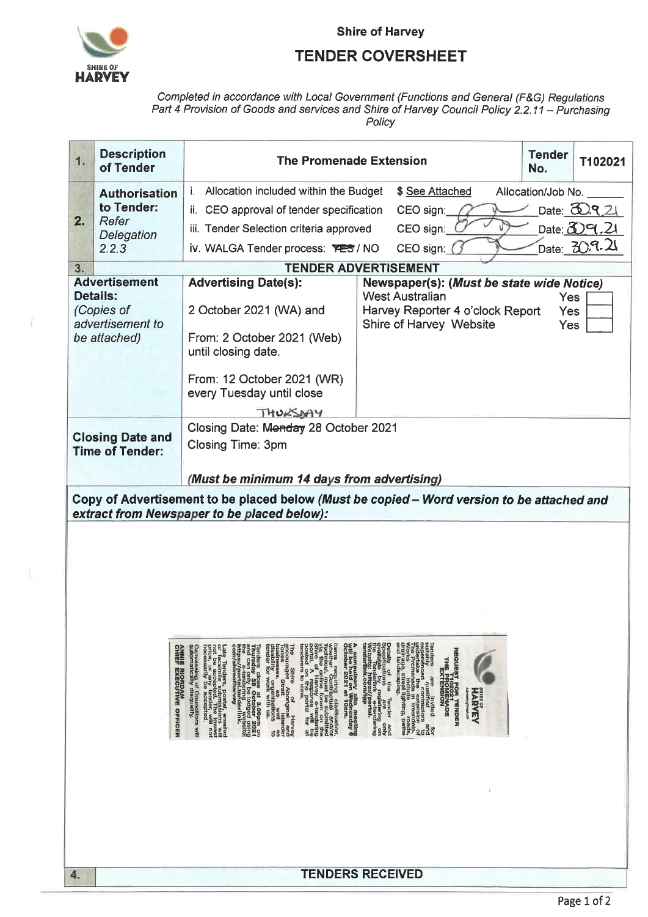Shire of Harvey

# TENDER COVERSHEET

*Completed in accordance with Local Government (Functions and General (F&G) Regulations Part 4 Provision of Goods and services and Shire of Harvey Council Policy 2.2.11 – Purchasing Policy*

| | | | | |
|---|---|---|---|---|
| **1.** | **Description of Tender** | **The Promenade Extension** | **Tender No.** | **T102021** |
| **2.** | **Authorisation to Tender:** *Refer Delegation 2.2.3* | i. Allocation included within the Budget $ See Attached Allocation/Job No. ______<br>ii. CEO approval of tender specification CEO sign: [signature] Date: 30.9.21<br>iii. Tender Selection criteria approved CEO sign: [signature] Date: 30.9.21<br>iv. WALGA Tender process: ~~YES~~ / NO CEO sign: [signature] Date: 30.9.21 | | |

| | | |
|---|---|---|
| **3.** | **TENDER ADVERTISEMENT** | |
| **Advertisement Details:** *(Copies of advertisement to be attached)* | **Advertising Date(s):**<br>2 October 2021 (WA) and<br>From: 2 October 2021 (Web) until closing date.<br>From: 12 October 2021 (WR) every Tuesday until close | **Newspaper(s): *(Must be state wide Notice)***<br>West Australian Yes ☐<br>Harvey Reporter 4 o'clock Report Yes ☐<br>Shire of Harvey Website Yes ☐ |
| **Closing Date and Time of Tender:** | Closing Date: ~~Monday~~ Thursday 28 October 2021<br>Closing Time: 3pm<br>***(Must be minimum 14 days from advertising)*** | |

**Copy of Advertisement to be placed below *(Must be copied – Word version to be attached and extract from Newspaper to be placed below)*:**

SHIRE OF HARVEY

**REQUEST FOR TENDER T102021 THE PROMENADE EXTENSION**

Tenders are invited from suitably qualified and experienced contractors to undertake the extension of The Promenade in Treendale. Works include roads, drainage, street lighting, paths and landscaping.

Details of the Tender and Specifications are only available by registering on the Tenderlink e-tendering Website: https://portal.tenderlink.com/sgp

**A compulsory site meeting will be held on Wednesday 6 October 2021 at 10am.**

Items requiring clarification, whether Contractual and/or Technical, must be submitted via the online forum on the Shire of Harvey e-tendering portal. A response will be posted on the portal for all tenderers to view.

The Shire of Harvey encourages Aboriginal and Torres Strait Islander businesses, as well as disability organisations to tender for work with us.

**Tenders close at 3.00pm on Thursday 28 October 2021** and can only be lodged using the e-tendering website: **https://portal.tenderlink.com/shireofharvey**

Late Tenders, postal, emailed or facsimile submissions will not be accepted. The lowest price, or any tender, will not necessarily be accepted.

Canvassing of Councillors will automatically disqualify.

**ANNIE RIORDAN**
**CHIEF EXECUTIVE OFFICER**

| | |
|---|---|
| **4.** | **TENDERS RECEIVED** |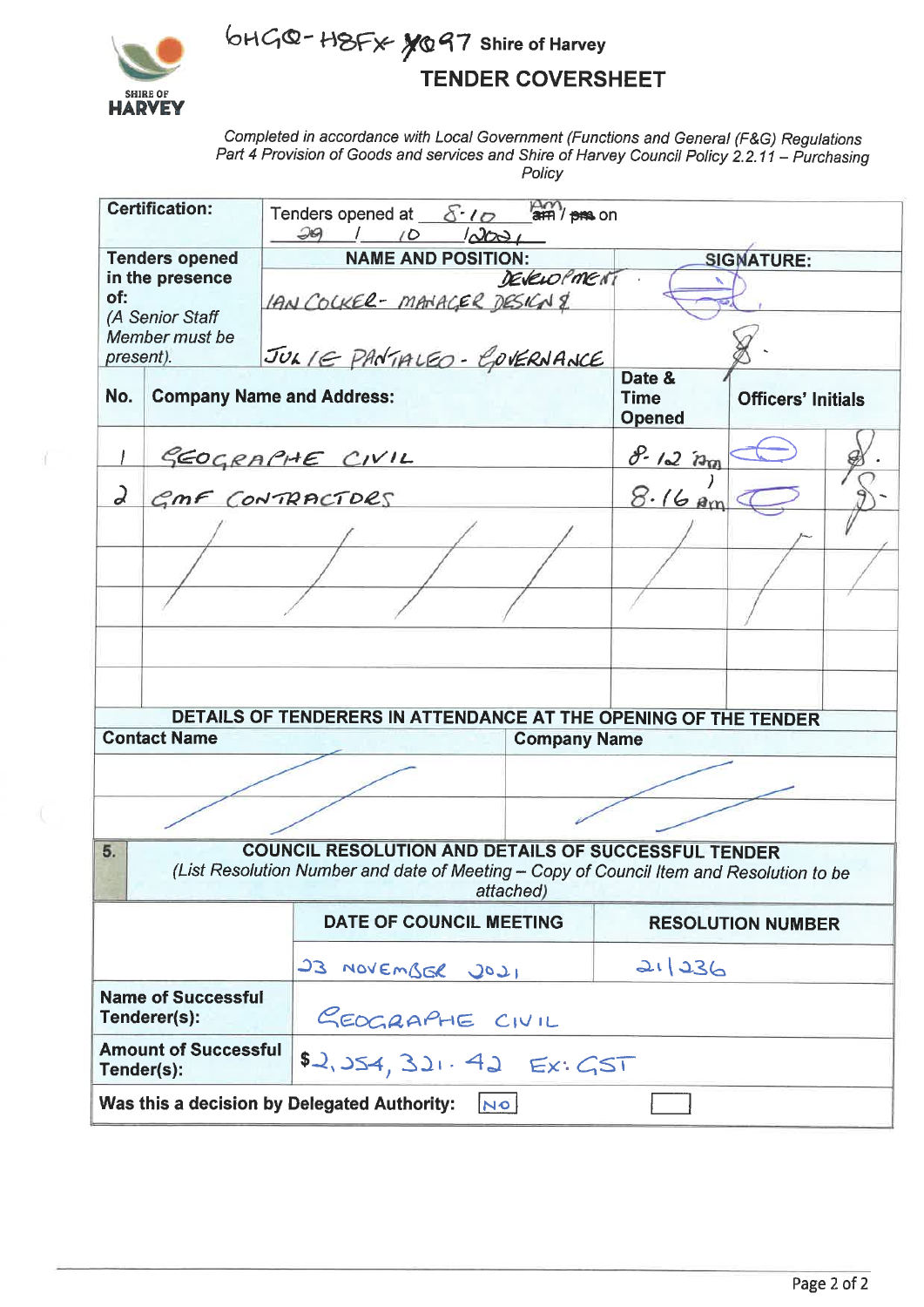6HGQ-H8FX X097 **Shire of Harvey**

# TENDER COVERSHEET

*Completed in accordance with Local Government (Functions and General (F&G) Regulations Part 4 Provision of Goods and services and Shire of Harvey Council Policy 2.2.11 – Purchasing Policy*

| | | |
|---|---|---|
| **Certification:** | Tenders opened at 8·10 ~~am~~ AM / ~~pm~~ on 29 / 10 / 2021 | |
| **Tenders opened in the presence of:** *(A Senior Staff Member must be present).* | **NAME AND POSITION:** | **SIGNATURE:** |
| | IAN COCKER - MANAGER DESIGN & DEVELOPMENT | [signature] |
| | JULIE PANTALEO - GOVERNANCE | [signature] |

| No. | Company Name and Address: | Date & Time Opened | Officers' Initials | |
|---|---|---|---|---|
| 1 | GEOGRAPHE CIVIL | 8·12 am | [initials] | [initials] |
| 2 | GMF CONTRACTORS | 8·16 am | [initials] | [initials] |
| | | | | |
| | | | | |
| | | | | |
| | | | | |

**DETAILS OF TENDERERS IN ATTENDANCE AT THE OPENING OF THE TENDER**

| Contact Name | Company Name |
|---|---|
| | |
| | |

**5. COUNCIL RESOLUTION AND DETAILS OF SUCCESSFUL TENDER**

*(List Resolution Number and date of Meeting – Copy of Council Item and Resolution to be attached)*

| | **DATE OF COUNCIL MEETING** | **RESOLUTION NUMBER** |
|---|---|---|
| | 23 NOVEMBER 2021 | 21/236 |
| **Name of Successful Tenderer(s):** | GEOGRAPHE CIVIL | |
| **Amount of Successful Tender(s):** | $2,254,321.42 EX: GST | |

**Was this a decision by Delegated Authority:** NO